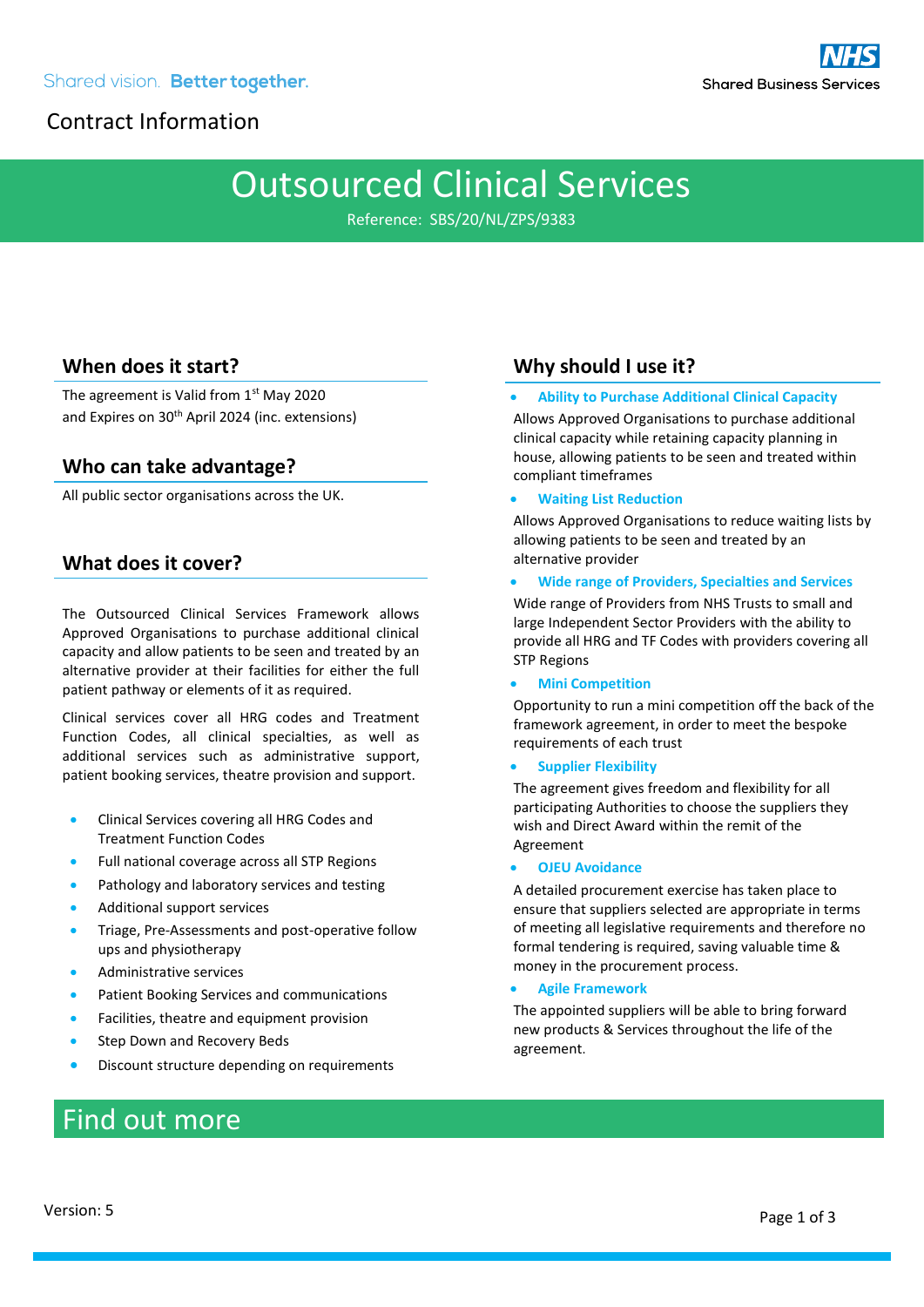Shared vision. Better together.

NHS Shared Business Services

Contract Information

# Outsourced Clinical Services

Reference: SBS/20/NL/ZPS/9383

## When does it start?

The agreement is Valid from 1st May 2020 and Expires on 30th April 2024 (inc. extensions)

## Who can take advantage?

All public sector organisations across the UK.

## What does it cover?

The Outsourced Clinical Services Framework allows Approved Organisations to purchase additional clinical capacity and allow patients to be seen and treated by an alternative provider at their facilities for either the full patient pathway or elements of it as required.

Clinical services cover all HRG codes and Treatment Function Codes, all clinical specialties, as well as additional services such as administrative support, patient booking services, theatre provision and support.

- Clinical Services covering all HRG Codes and Treatment Function Codes
- Full national coverage across all STP Regions
- Pathology and laboratory services and testing
- Additional support services
- Triage, Pre-Assessments and post-operative follow ups and physiotherapy
- Administrative services
- Patient Booking Services and communications
- Facilities, theatre and equipment provision
- Step Down and Recovery Beds
- Discount structure depending on requirements

## Why should I use it?

- **Ability to Purchase Additional Clinical Capacity**

Allows Approved Organisations to purchase additional clinical capacity while retaining capacity planning in house, allowing patients to be seen and treated within compliant timeframes

- **Waiting List Reduction**

Allows Approved Organisations to reduce waiting lists by allowing patients to be seen and treated by an alternative provider

- **Wide range of Providers, Specialties and Services**

Wide range of Providers from NHS Trusts to small and large Independent Sector Providers with the ability to provide all HRG and TF Codes with providers covering all STP Regions

- **Mini Competition**

Opportunity to run a mini competition off the back of the framework agreement, in order to meet the bespoke requirements of each trust

- **Supplier Flexibility**

The agreement gives freedom and flexibility for all participating Authorities to choose the suppliers they wish and Direct Award within the remit of the Agreement

- **OJEU Avoidance**

A detailed procurement exercise has taken place to ensure that suppliers selected are appropriate in terms of meeting all legislative requirements and therefore no formal tendering is required, saving valuable time & money in the procurement process.

- **Agile Framework**

The appointed suppliers will be able to bring forward new products & Services throughout the life of the agreement.

# Find out more

Version: 5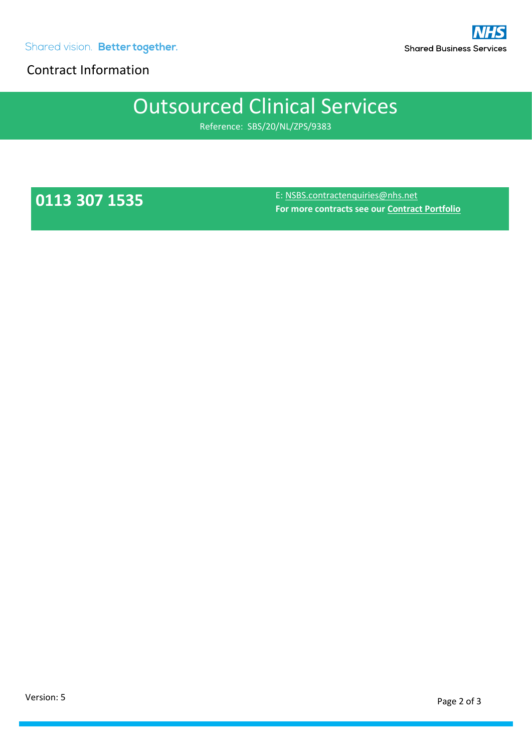Contract Information

# Outsourced Clinical Services

Reference: SBS/20/NL/ZPS/9383

**0113 307 1535**

E: NSBS.contractenquiries@nhs.net

**For more contracts see our Contract Portfolio**

Version: 5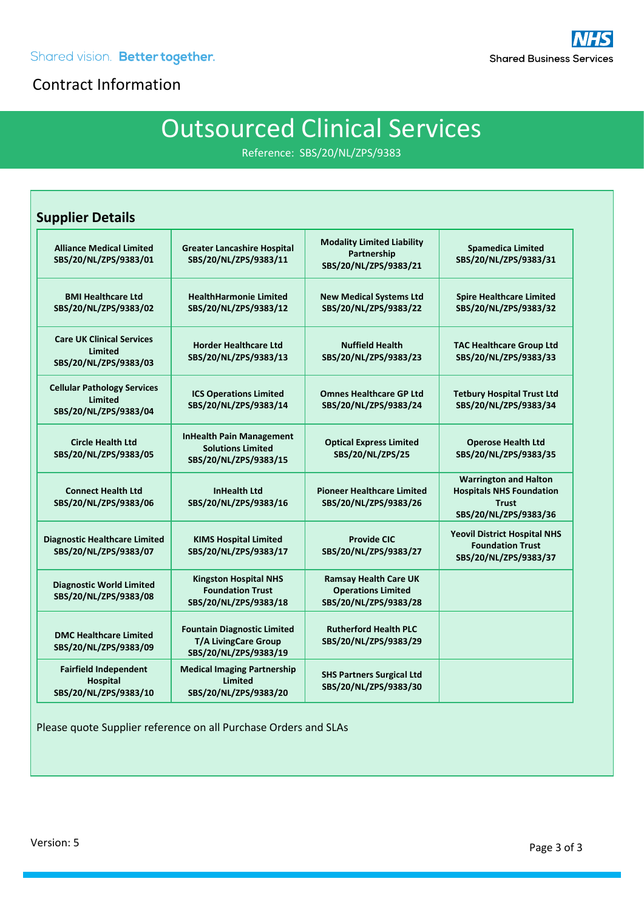Shared vision. **Better together.**

Shared Business Services

Contract Information

# Outsourced Clinical Services

Reference: SBS/20/NL/ZPS/9383

## Supplier Details

| | | | |
|---|---|---|---|
| **Alliance Medical Limited SBS/20/NL/ZPS/9383/01** | **Greater Lancashire Hospital SBS/20/NL/ZPS/9383/11** | **Modality Limited Liability Partnership SBS/20/NL/ZPS/9383/21** | **Spamedica Limited SBS/20/NL/ZPS/9383/31** |
| **BMI Healthcare Ltd SBS/20/NL/ZPS/9383/02** | **HealthHarmonie Limited SBS/20/NL/ZPS/9383/12** | **New Medical Systems Ltd SBS/20/NL/ZPS/9383/22** | **Spire Healthcare Limited SBS/20/NL/ZPS/9383/32** |
| **Care UK Clinical Services Limited SBS/20/NL/ZPS/9383/03** | **Horder Healthcare Ltd SBS/20/NL/ZPS/9383/13** | **Nuffield Health SBS/20/NL/ZPS/9383/23** | **TAC Healthcare Group Ltd SBS/20/NL/ZPS/9383/33** |
| **Cellular Pathology Services Limited SBS/20/NL/ZPS/9383/04** | **ICS Operations Limited SBS/20/NL/ZPS/9383/14** | **Omnes Healthcare GP Ltd SBS/20/NL/ZPS/9383/24** | **Tetbury Hospital Trust Ltd SBS/20/NL/ZPS/9383/34** |
| **Circle Health Ltd SBS/20/NL/ZPS/9383/05** | **InHealth Pain Management Solutions Limited SBS/20/NL/ZPS/9383/15** | **Optical Express Limited SBS/20/NL/ZPS/25** | **Operose Health Ltd SBS/20/NL/ZPS/9383/35** |
| **Connect Health Ltd SBS/20/NL/ZPS/9383/06** | **InHealth Ltd SBS/20/NL/ZPS/9383/16** | **Pioneer Healthcare Limited SBS/20/NL/ZPS/9383/26** | **Warrington and Halton Hospitals NHS Foundation Trust SBS/20/NL/ZPS/9383/36** |
| **Diagnostic Healthcare Limited SBS/20/NL/ZPS/9383/07** | **KIMS Hospital Limited SBS/20/NL/ZPS/9383/17** | **Provide CIC SBS/20/NL/ZPS/9383/27** | **Yeovil District Hospital NHS Foundation Trust SBS/20/NL/ZPS/9383/37** |
| **Diagnostic World Limited SBS/20/NL/ZPS/9383/08** | **Kingston Hospital NHS Foundation Trust SBS/20/NL/ZPS/9383/18** | **Ramsay Health Care UK Operations Limited SBS/20/NL/ZPS/9383/28** | |
| **DMC Healthcare Limited SBS/20/NL/ZPS/9383/09** | **Fountain Diagnostic Limited T/A LivingCare Group SBS/20/NL/ZPS/9383/19** | **Rutherford Health PLC SBS/20/NL/ZPS/9383/29** | |
| **Fairfield Independent Hospital SBS/20/NL/ZPS/9383/10** | **Medical Imaging Partnership Limited SBS/20/NL/ZPS/9383/20** | **SHS Partners Surgical Ltd SBS/20/NL/ZPS/9383/30** | |

Please quote Supplier reference on all Purchase Orders and SLAs

Version: 5